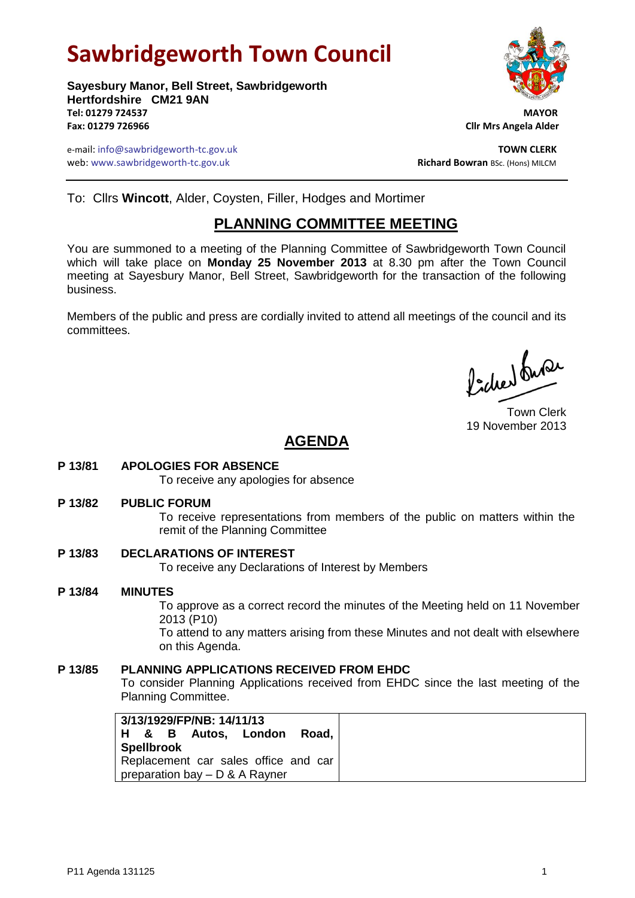# Sawbridgeworth Town Council

**Sayesbury Manor, Bell Street, Sawbridgeworth**
**Hertfordshire CM21 9AN**
**Tel: 01279 724537**
**Fax: 01279 726966**

**MAYOR**
**Cllr Mrs Angela Alder**

e-mail: info@sawbridgeworth-tc.gov.uk
web: www.sawbridgeworth-tc.gov.uk

**TOWN CLERK**
**Richard Bowran** BSc. (Hons) MILCM

---

To: Cllrs **Wincott**, Alder, Coysten, Filler, Hodges and Mortimer

## PLANNING COMMITTEE MEETING

You are summoned to a meeting of the Planning Committee of Sawbridgeworth Town Council which will take place on **Monday 25 November 2013** at 8.30 pm after the Town Council meeting at Sayesbury Manor, Bell Street, Sawbridgeworth for the transaction of the following business.

Members of the public and press are cordially invited to attend all meetings of the council and its committees.

Town Clerk
19 November 2013

## AGENDA

**P 13/81 APOLOGIES FOR ABSENCE**

To receive any apologies for absence

**P 13/82 PUBLIC FORUM**

To receive representations from members of the public on matters within the remit of the Planning Committee

**P 13/83 DECLARATIONS OF INTEREST**

To receive any Declarations of Interest by Members

**P 13/84 MINUTES**

To approve as a correct record the minutes of the Meeting held on 11 November 2013 (P10)

To attend to any matters arising from these Minutes and not dealt with elsewhere on this Agenda.

**P 13/85 PLANNING APPLICATIONS RECEIVED FROM EHDC**

To consider Planning Applications received from EHDC since the last meeting of the Planning Committee.

| | |
|---|---|
| **3/13/1929/FP/NB: 14/11/13**<br>**H & B Autos, London Road, Spellbrook**<br>Replacement car sales office and car preparation bay – D & A Rayner | |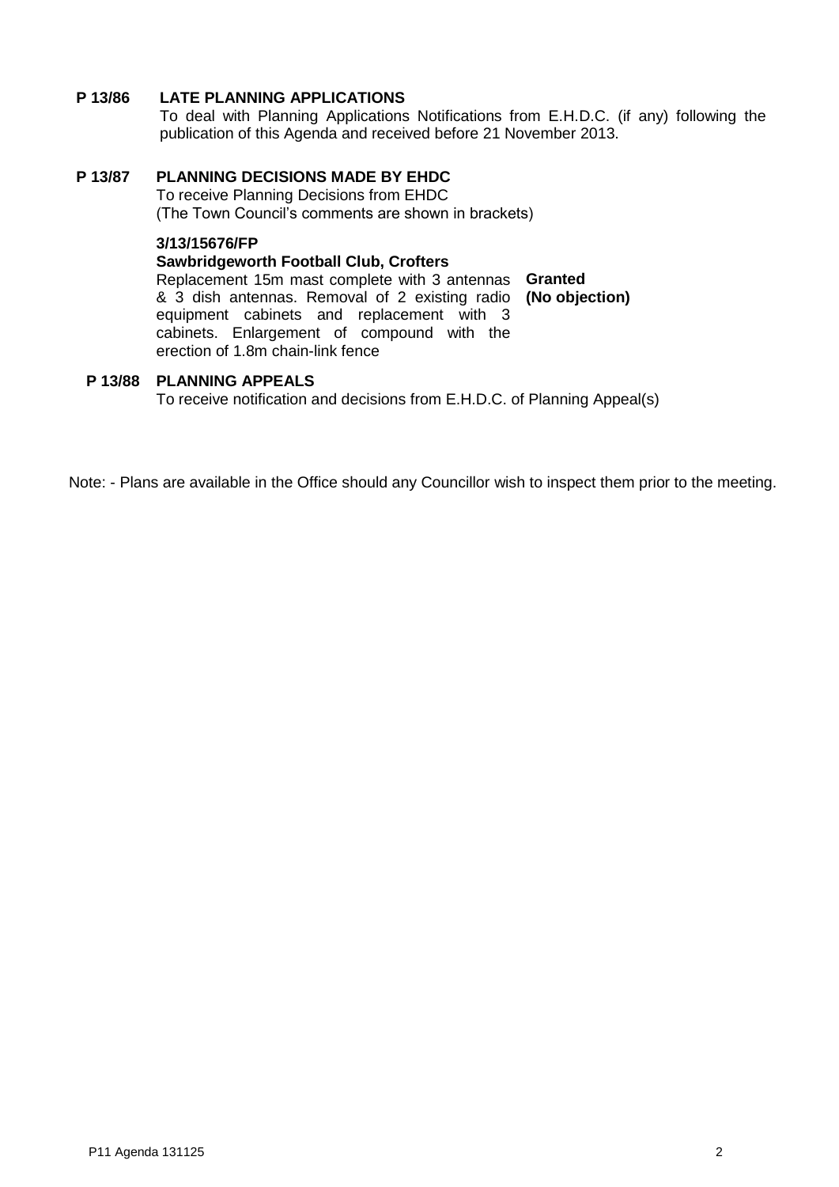**P 13/86 LATE PLANNING APPLICATIONS**

To deal with Planning Applications Notifications from E.H.D.C. (if any) following the publication of this Agenda and received before 21 November 2013.

**P 13/87 PLANNING DECISIONS MADE BY EHDC**

To receive Planning Decisions from EHDC
(The Town Council's comments are shown in brackets)

**3/13/15676/FP**
**Sawbridgeworth Football Club, Crofters**

| | |
|---|---|
| Replacement 15m mast complete with 3 antennas & 3 dish antennas. Removal of 2 existing radio equipment cabinets and replacement with 3 cabinets. Enlargement of compound with the erection of 1.8m chain-link fence | **Granted** **(No objection)** |

**P 13/88 PLANNING APPEALS**

To receive notification and decisions from E.H.D.C. of Planning Appeal(s)

Note: - Plans are available in the Office should any Councillor wish to inspect them prior to the meeting.